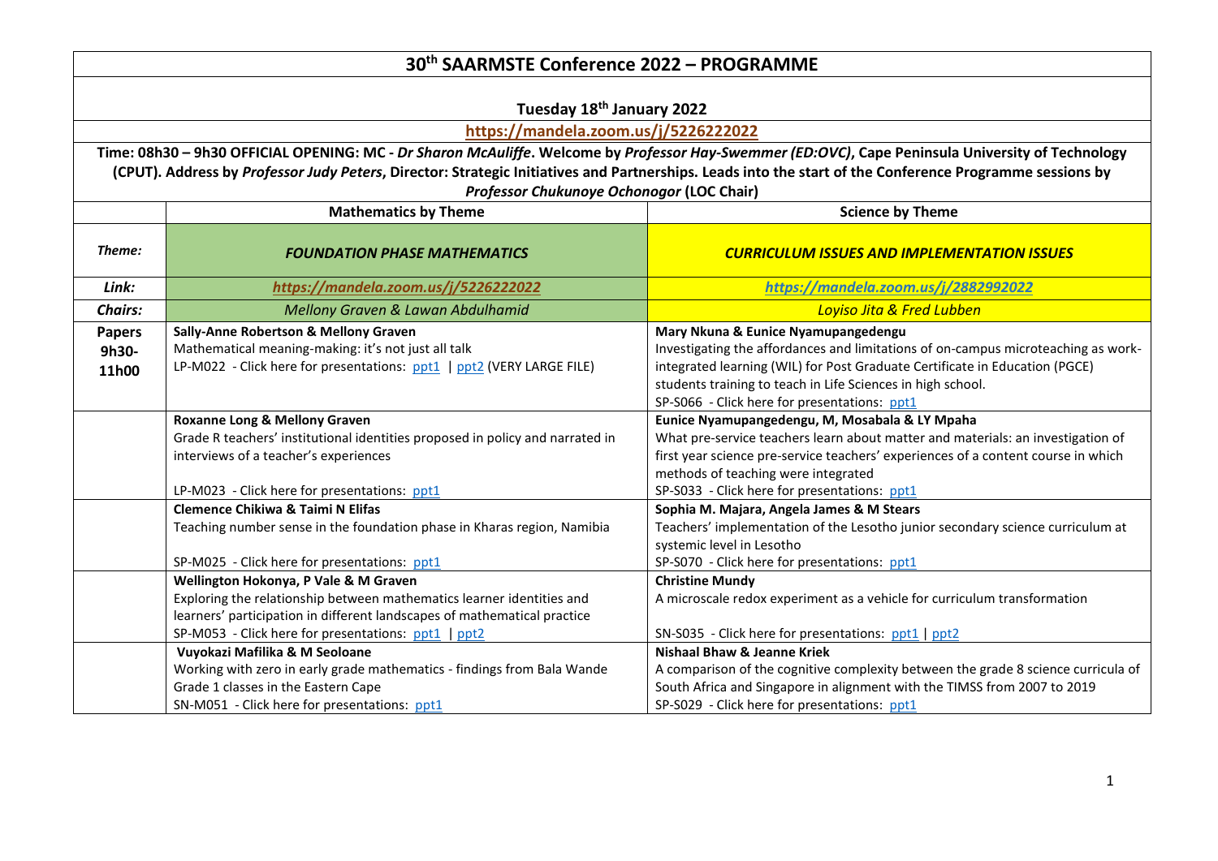# 30th SAARMSTE Conference 2022 – PROGRAMME

**Tuesday 18th January 2022**

**https://mandela.zoom.us/j/5226222022**

**Time: 08h30 – 9h30 OFFICIAL OPENING: MC - *Dr Sharon McAuliffe*. Welcome by *Professor Hay-Swemmer (ED:OVC)*, Cape Peninsula University of Technology (CPUT). Address by *Professor Judy Peters*, Director: Strategic Initiatives and Partnerships. Leads into the start of the Conference Programme sessions by *Professor Chukunoye Ochonogor* (LOC Chair)**

| | **Mathematics by Theme** | **Science by Theme** |
|---|---|---|
| ***Theme:*** | ***FOUNDATION PHASE MATHEMATICS*** | ***CURRICULUM ISSUES AND IMPLEMENTATION ISSUES*** |
| ***Link:*** | ***https://mandela.zoom.us/j/5226222022*** | ***https://mandela.zoom.us/j/2882992022*** |
| ***Chairs:*** | *Mellony Graven & Lawan Abdulhamid* | *Loyiso Jita & Fred Lubben* |
| **Papers 9h30-11h00** | **Sally-Anne Robertson & Mellony Graven**<br>Mathematical meaning-making: it's not just all talk<br>LP-M022 - Click here for presentations: ppt1 \| ppt2 (VERY LARGE FILE) | **Mary Nkuna & Eunice Nyamupangedengu**<br>Investigating the affordances and limitations of on-campus microteaching as work-integrated learning (WIL) for Post Graduate Certificate in Education (PGCE) students training to teach in Life Sciences in high school.<br>SP-S066 - Click here for presentations: ppt1 |
| | **Roxanne Long & Mellony Graven**<br>Grade R teachers' institutional identities proposed in policy and narrated in interviews of a teacher's experiences<br>LP-M023 - Click here for presentations: ppt1 | **Eunice Nyamupangedengu, M, Mosabala & LY Mpaha**<br>What pre-service teachers learn about matter and materials: an investigation of first year science pre-service teachers' experiences of a content course in which methods of teaching were integrated<br>SP-S033 - Click here for presentations: ppt1 |
| | **Clemence Chikiwa & Taimi N Elifas**<br>Teaching number sense in the foundation phase in Kharas region, Namibia<br>SP-M025 - Click here for presentations: ppt1 | **Sophia M. Majara, Angela James & M Stears**<br>Teachers' implementation of the Lesotho junior secondary science curriculum at systemic level in Lesotho<br>SP-S070 - Click here for presentations: ppt1 |
| | **Wellington Hokonya, P Vale & M Graven**<br>Exploring the relationship between mathematics learner identities and learners' participation in different landscapes of mathematical practice<br>SP-M053 - Click here for presentations: ppt1 \| ppt2 | **Christine Mundy**<br>A microscale redox experiment as a vehicle for curriculum transformation<br>SN-S035 - Click here for presentations: ppt1 \| ppt2 |
| | **Vuyokazi Mafilika & M Seoloane**<br>Working with zero in early grade mathematics - findings from Bala Wande Grade 1 classes in the Eastern Cape<br>SN-M051 - Click here for presentations: ppt1 | **Nishaal Bhaw & Jeanne Kriek**<br>A comparison of the cognitive complexity between the grade 8 science curricula of South Africa and Singapore in alignment with the TIMSS from 2007 to 2019<br>SP-S029 - Click here for presentations: ppt1 |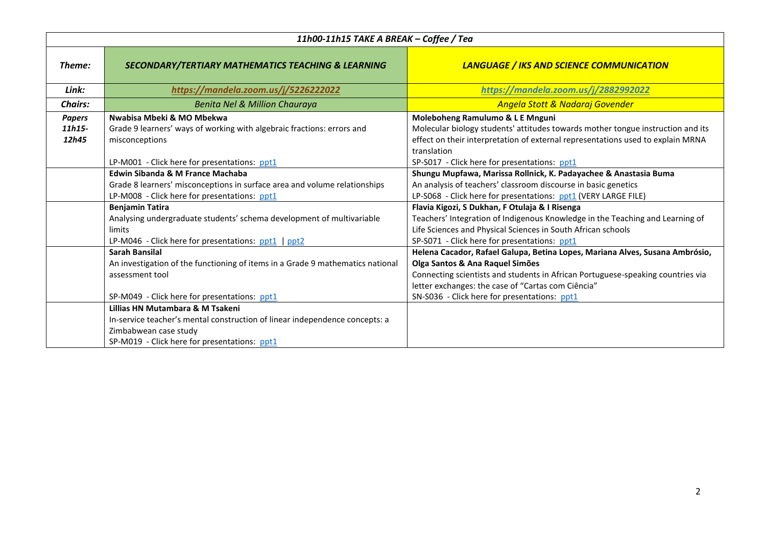| *11h00-11h15 TAKE A BREAK – Coffee / Tea* | | |
|---|---|---|
| ***Theme:*** | ***SECONDARY/TERTIARY MATHEMATICS TEACHING & LEARNING*** | ***LANGUAGE / IKS AND SCIENCE COMMUNICATION*** |
| ***Link:*** | ***https://mandela.zoom.us/j/5226222022*** | ***https://mandela.zoom.us/j/2882992022*** |
| ***Chairs:*** | *Benita Nel & Million Chauraya* | *Angela Stott & Nadaraj Govender* |
| ***Papers 11h15-12h45*** | **Nwabisa Mbeki & MO Mbekwa**<br>Grade 9 learners' ways of working with algebraic fractions: errors and misconceptions<br><br>LP-M001 - Click here for presentations: ppt1 | **Moleboheng Ramulumo & L E Mnguni**<br>Molecular biology students' attitudes towards mother tongue instruction and its effect on their interpretation of external representations used to explain MRNA translation<br>SP-S017 - Click here for presentations: ppt1 |
| | **Edwin Sibanda & M France Machaba**<br>Grade 8 learners' misconceptions in surface area and volume relationships<br>LP-M008 - Click here for presentations: ppt1 | **Shungu Mupfawa, Marissa Rollnick, K. Padayachee & Anastasia Buma**<br>An analysis of teachers' classroom discourse in basic genetics<br>LP-S068 - Click here for presentations: ppt1 (VERY LARGE FILE) |
| | **Benjamin Tatira**<br>Analysing undergraduate students' schema development of multivariable limits<br>LP-M046 - Click here for presentations: ppt1 \| ppt2 | **Flavia Kigozi, S Dukhan, F Otulaja & I Risenga**<br>Teachers' Integration of Indigenous Knowledge in the Teaching and Learning of Life Sciences and Physical Sciences in South African schools<br>SP-S071 - Click here for presentations: ppt1 |
| | **Sarah Bansilal**<br>An investigation of the functioning of items in a Grade 9 mathematics national assessment tool<br><br>SP-M049 - Click here for presentations: ppt1 | **Helena Cacador, Rafael Galupa, Betina Lopes, Mariana Alves, Susana Ambrósio, Olga Santos & Ana Raquel Simões**<br>Connecting scientists and students in African Portuguese-speaking countries via letter exchanges: the case of "Cartas com Ciência"<br>SN-S036 - Click here for presentations: ppt1 |
| | **Lillias HN Mutambara & M Tsakeni**<br>In-service teacher's mental construction of linear independence concepts: a Zimbabwean case study<br>SP-M019 - Click here for presentations: ppt1 | |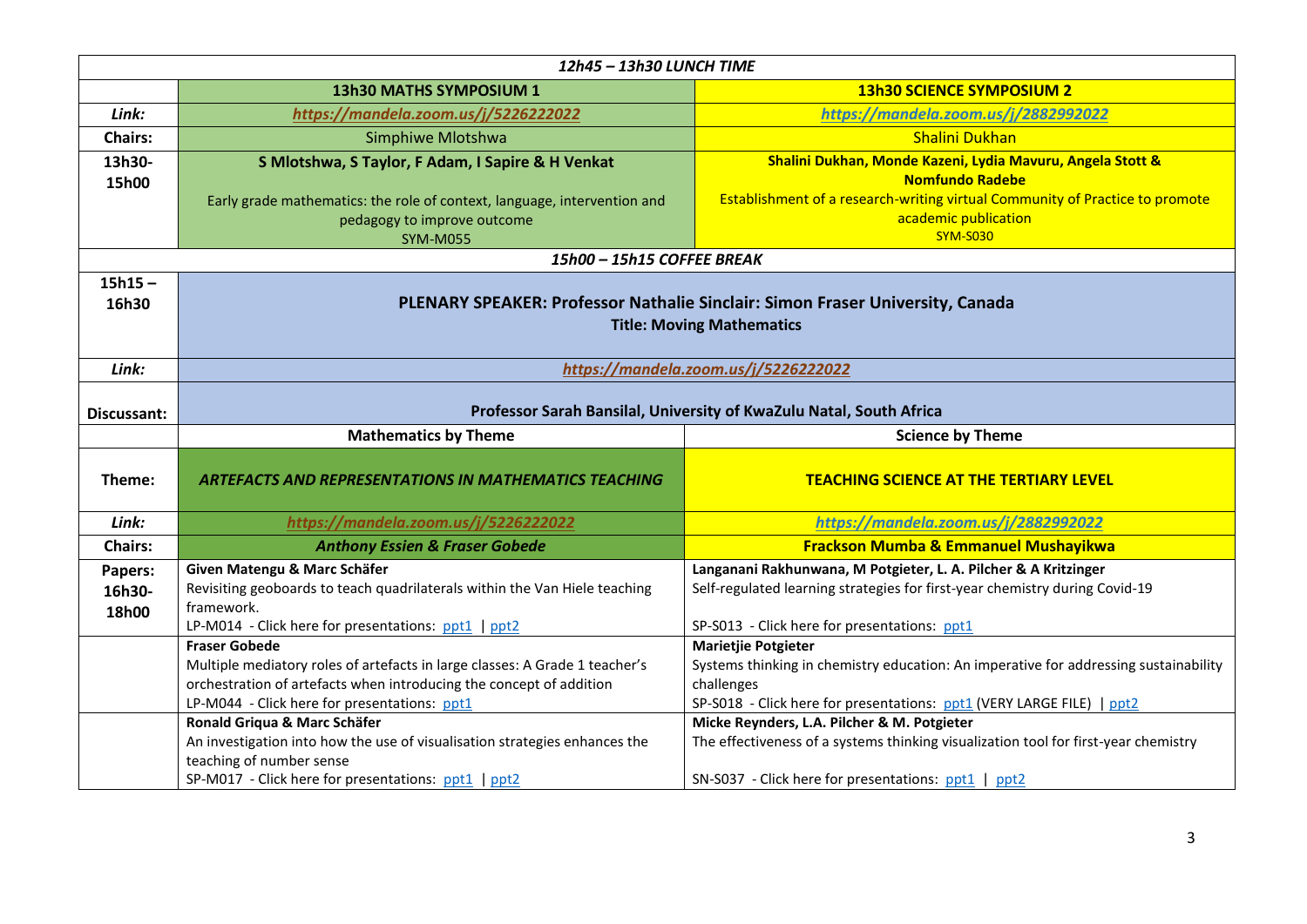| *12h45 – 13h30 LUNCH TIME* | | |
|---|---|---|
| | **13h30 MATHS SYMPOSIUM 1** | **13h30 SCIENCE SYMPOSIUM 2** |
| ***Link:*** | ***https://mandela.zoom.us/j/5226222022*** | ***https://mandela.zoom.us/j/2882992022*** |
| **Chairs:** | Simphiwe Mlotshwa | Shalini Dukhan |
| **13h30-15h00** | **S Mlotshwa, S Taylor, F Adam, I Sapire & H Venkat**<br>Early grade mathematics: the role of context, language, intervention and pedagogy to improve outcome<br>SYM-M055 | **Shalini Dukhan, Monde Kazeni, Lydia Mavuru, Angela Stott & Nomfundo Radebe**<br>Establishment of a research-writing virtual Community of Practice to promote academic publication<br>SYM-S030 |
| *15h00 – 15h15 COFFEE BREAK* | | |
| **15h15 – 16h30** | **PLENARY SPEAKER: Professor Nathalie Sinclair: Simon Fraser University, Canada**<br>**Title: Moving Mathematics** | |
| ***Link:*** | ***https://mandela.zoom.us/j/5226222022*** | |
| **Discussant:** | **Professor Sarah Bansilal, University of KwaZulu Natal, South Africa** | |
| | **Mathematics by Theme** | **Science by Theme** |
| **Theme:** | ***ARTEFACTS AND REPRESENTATIONS IN MATHEMATICS TEACHING*** | **TEACHING SCIENCE AT THE TERTIARY LEVEL** |
| ***Link:*** | ***https://mandela.zoom.us/j/5226222022*** | ***https://mandela.zoom.us/j/2882992022*** |
| **Chairs:** | ***Anthony Essien & Fraser Gobede*** | **Frackson Mumba & Emmanuel Mushayikwa** |
| **Papers: 16h30-18h00** | **Given Matengu & Marc Schäfer**<br>Revisiting geoboards to teach quadrilaterals within the Van Hiele teaching framework.<br>LP-M014 - Click here for presentations: ppt1 \| ppt2 | **Langanani Rakhunwana, M Potgieter, L. A. Pilcher & A Kritzinger**<br>Self-regulated learning strategies for first-year chemistry during Covid-19<br>SP-S013 - Click here for presentations: ppt1 |
| | **Fraser Gobede**<br>Multiple mediatory roles of artefacts in large classes: A Grade 1 teacher's orchestration of artefacts when introducing the concept of addition<br>LP-M044 - Click here for presentations: ppt1 | **Marietjie Potgieter**<br>Systems thinking in chemistry education: An imperative for addressing sustainability challenges<br>SP-S018 - Click here for presentations: ppt1 (VERY LARGE FILE) \| ppt2 |
| | **Ronald Griqua & Marc Schäfer**<br>An investigation into how the use of visualisation strategies enhances the teaching of number sense<br>SP-M017 - Click here for presentations: ppt1 \| ppt2 | **Micke Reynders, L.A. Pilcher & M. Potgieter**<br>The effectiveness of a systems thinking visualization tool for first-year chemistry<br>SN-S037 - Click here for presentations: ppt1 \| ppt2 |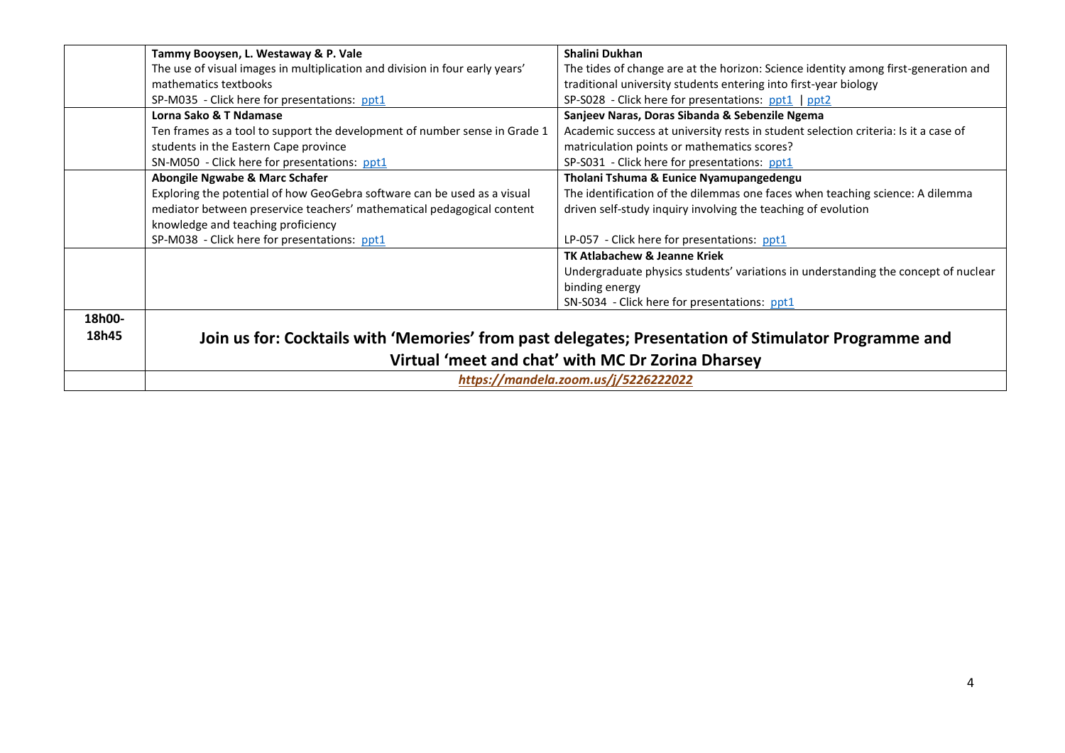| | | |
|---|---|---|
| | **Tammy Booysen, L. Westaway & P. Vale**<br>The use of visual images in multiplication and division in four early years' mathematics textbooks<br>SP-M035 - Click here for presentations: ppt1 | **Shalini Dukhan**<br>The tides of change are at the horizon: Science identity among first-generation and traditional university students entering into first-year biology<br>SP-S028 - Click here for presentations: ppt1 \| ppt2 |
| | **Lorna Sako & T Ndamase**<br>Ten frames as a tool to support the development of number sense in Grade 1 students in the Eastern Cape province<br>SN-M050 - Click here for presentations: ppt1 | **Sanjeev Naras, Doras Sibanda & Sebenzile Ngema**<br>Academic success at university rests in student selection criteria: Is it a case of matriculation points or mathematics scores?<br>SP-S031 - Click here for presentations: ppt1 |
| | **Abongile Ngwabe & Marc Schafer**<br>Exploring the potential of how GeoGebra software can be used as a visual mediator between preservice teachers' mathematical pedagogical content knowledge and teaching proficiency<br>SP-M038 - Click here for presentations: ppt1 | **Tholani Tshuma & Eunice Nyamupangedengu**<br>The identification of the dilemmas one faces when teaching science: A dilemma driven self-study inquiry involving the teaching of evolution<br>LP-057 - Click here for presentations: ppt1 |
| | | **TK Atlabachew & Jeanne Kriek**<br>Undergraduate physics students' variations in understanding the concept of nuclear binding energy<br>SN-S034 - Click here for presentations: ppt1 |
| **18h00-18h45** | **Join us for: Cocktails with 'Memories' from past delegates; Presentation of Stimulator Programme and Virtual 'meet and chat' with MC Dr Zorina Dharsey** | |
| | ***https://mandela.zoom.us/j/5226222022*** | |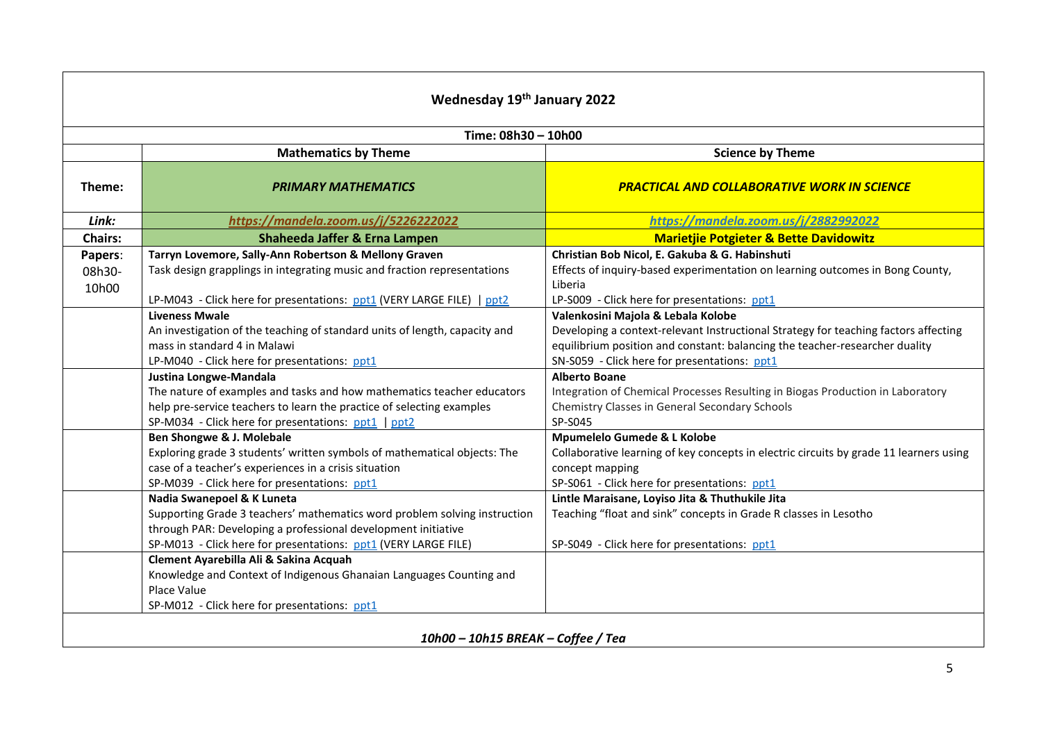## Wednesday 19th January 2022

| Time: 08h30 – 10h00 | | |
|---|---|---|
| | **Mathematics by Theme** | **Science by Theme** |
| **Theme:** | ***PRIMARY MATHEMATICS*** | ***PRACTICAL AND COLLABORATIVE WORK IN SCIENCE*** |
| ***Link:*** | ***https://mandela.zoom.us/j/5226222022*** | ***https://mandela.zoom.us/j/2882992022*** |
| **Chairs:** | **Shaheeda Jaffer & Erna Lampen** | **Marietjie Potgieter & Bette Davidowitz** |
| **Papers:** 08h30-10h00 | **Tarryn Lovemore, Sally-Ann Robertson & Mellony Graven**<br>Task design grapplings in integrating music and fraction representations<br>LP-M043 - Click here for presentations: ppt1 (VERY LARGE FILE) \| ppt2 | **Christian Bob Nicol, E. Gakuba & G. Habinshuti**<br>Effects of inquiry-based experimentation on learning outcomes in Bong County, Liberia<br>LP-S009 - Click here for presentations: ppt1 |
| | **Liveness Mwale**<br>An investigation of the teaching of standard units of length, capacity and mass in standard 4 in Malawi<br>LP-M040 - Click here for presentations: ppt1 | **Valenkosini Majola & Lebala Kolobe**<br>Developing a context-relevant Instructional Strategy for teaching factors affecting equilibrium position and constant: balancing the teacher-researcher duality<br>SN-S059 - Click here for presentations: ppt1 |
| | **Justina Longwe-Mandala**<br>The nature of examples and tasks and how mathematics teacher educators help pre-service teachers to learn the practice of selecting examples<br>SP-M034 - Click here for presentations: ppt1 \| ppt2 | **Alberto Boane**<br>Integration of Chemical Processes Resulting in Biogas Production in Laboratory Chemistry Classes in General Secondary Schools<br>SP-S045 |
| | **Ben Shongwe & J. Molebale**<br>Exploring grade 3 students' written symbols of mathematical objects: The case of a teacher's experiences in a crisis situation<br>SP-M039 - Click here for presentations: ppt1 | **Mpumelelo Gumede & L Kolobe**<br>Collaborative learning of key concepts in electric circuits by grade 11 learners using concept mapping<br>SP-S061 - Click here for presentations: ppt1 |
| | **Nadia Swanepoel & K Luneta**<br>Supporting Grade 3 teachers' mathematics word problem solving instruction through PAR: Developing a professional development initiative<br>SP-M013 - Click here for presentations: ppt1 (VERY LARGE FILE) | **Lintle Maraisane, Loyiso Jita & Thuthukile Jita**<br>Teaching "float and sink" concepts in Grade R classes in Lesotho<br>SP-S049 - Click here for presentations: ppt1 |
| | **Clement Ayarebilla Ali & Sakina Acquah**<br>Knowledge and Context of Indigenous Ghanaian Languages Counting and Place Value<br>SP-M012 - Click here for presentations: ppt1 | |

***10h00 – 10h15 BREAK – Coffee / Tea***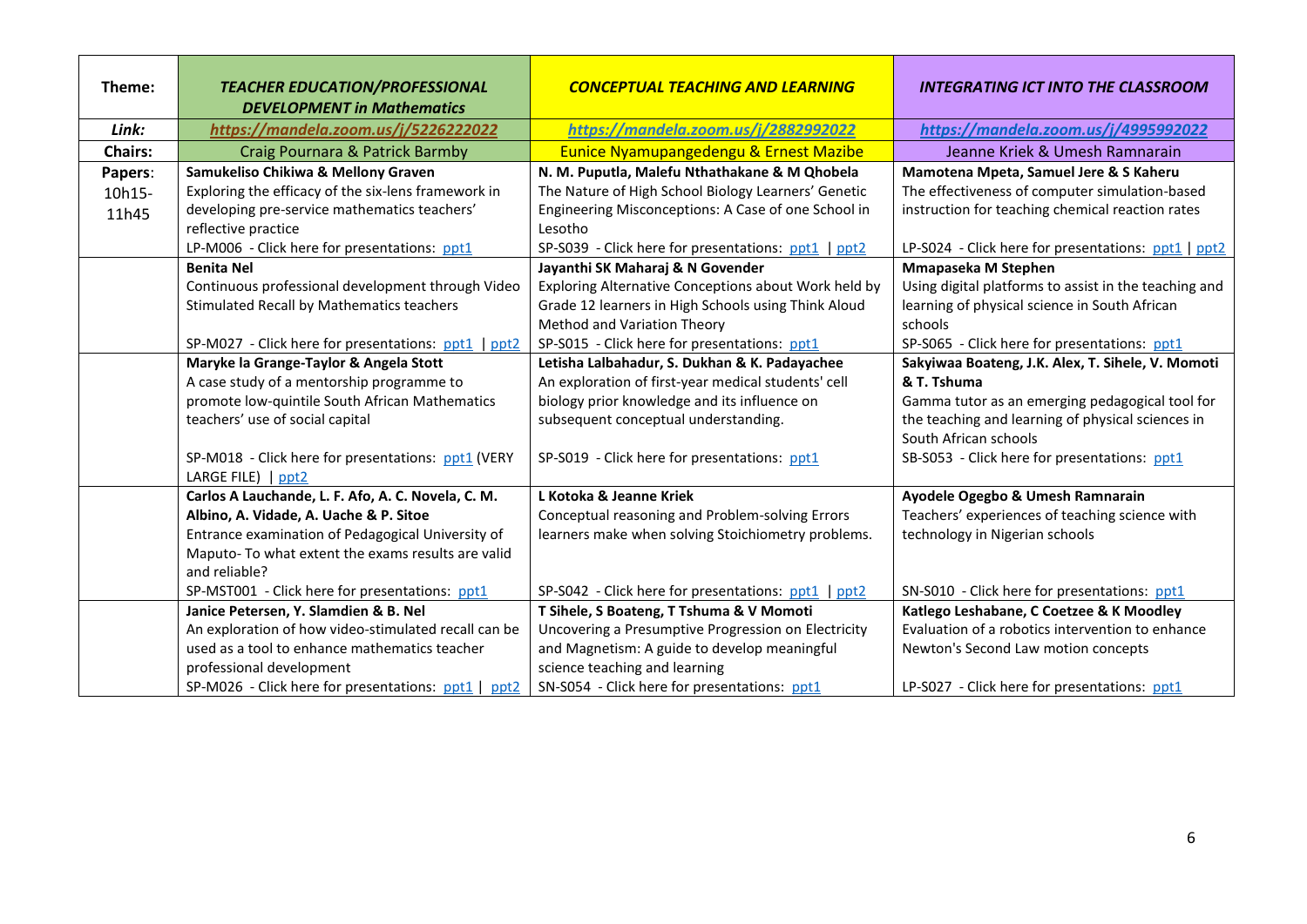| Theme: | *TEACHER EDUCATION/PROFESSIONAL DEVELOPMENT in Mathematics* | *CONCEPTUAL TEACHING AND LEARNING* | *INTEGRATING ICT INTO THE CLASSROOM* |
|---|---|---|---|
| ***Link:*** | ***https://mandela.zoom.us/j/5226222022*** | ***https://mandela.zoom.us/j/2882992022*** | ***https://mandela.zoom.us/j/4995992022*** |
| **Chairs:** | Craig Pournara & Patrick Barmby | Eunice Nyamupangedengu & Ernest Mazibe | Jeanne Kriek & Umesh Ramnarain |
| **Papers:** 10h15-11h45 | **Samukeliso Chikiwa & Mellony Graven** Exploring the efficacy of the six-lens framework in developing pre-service mathematics teachers' reflective practice LP-M006 - Click here for presentations: ppt1 | **N. M. Puputla, Malefu Nthathakane & M Qhobela** The Nature of High School Biology Learners' Genetic Engineering Misconceptions: A Case of one School in Lesotho SP-S039 - Click here for presentations: ppt1 \| ppt2 | **Mamotena Mpeta, Samuel Jere & S Kaheru** The effectiveness of computer simulation-based instruction for teaching chemical reaction rates LP-S024 - Click here for presentations: ppt1 \| ppt2 |
| | **Benita Nel** Continuous professional development through Video Stimulated Recall by Mathematics teachers SP-M027 - Click here for presentations: ppt1 \| ppt2 | **Jayanthi SK Maharaj & N Govender** Exploring Alternative Conceptions about Work held by Grade 12 learners in High Schools using Think Aloud Method and Variation Theory SP-S015 - Click here for presentations: ppt1 | **Mmapaseka M Stephen** Using digital platforms to assist in the teaching and learning of physical science in South African schools SP-S065 - Click here for presentations: ppt1 |
| | **Maryke la Grange-Taylor & Angela Stott** A case study of a mentorship programme to promote low-quintile South African Mathematics teachers' use of social capital SP-M018 - Click here for presentations: ppt1 (VERY LARGE FILE) \| ppt2 | **Letisha Lalbahadur, S. Dukhan & K. Padayachee** An exploration of first-year medical students' cell biology prior knowledge and its influence on subsequent conceptual understanding. SP-S019 - Click here for presentations: ppt1 | **Sakyiwaa Boateng, J.K. Alex, T. Sihele, V. Momoti & T. Tshuma** Gamma tutor as an emerging pedagogical tool for the teaching and learning of physical sciences in South African schools SB-S053 - Click here for presentations: ppt1 |
| | **Carlos A Lauchande, L. F. Afo, A. C. Novela, C. M. Albino, A. Vidade, A. Uache & P. Sitoe** Entrance examination of Pedagogical University of Maputo- To what extent the exams results are valid and reliable? SP-MST001 - Click here for presentations: ppt1 | **L Kotoka & Jeanne Kriek** Conceptual reasoning and Problem-solving Errors learners make when solving Stoichiometry problems. SP-S042 - Click here for presentations: ppt1 \| ppt2 | **Ayodele Ogegbo & Umesh Ramnarain** Teachers' experiences of teaching science with technology in Nigerian schools SN-S010 - Click here for presentations: ppt1 |
| | **Janice Petersen, Y. Slamdien & B. Nel** An exploration of how video-stimulated recall can be used as a tool to enhance mathematics teacher professional development SP-M026 - Click here for presentations: ppt1 \| ppt2 | **T Sihele, S Boateng, T Tshuma & V Momoti** Uncovering a Presumptive Progression on Electricity and Magnetism: A guide to develop meaningful science teaching and learning SN-S054 - Click here for presentations: ppt1 | **Katlego Leshabane, C Coetzee & K Moodley** Evaluation of a robotics intervention to enhance Newton's Second Law motion concepts LP-S027 - Click here for presentations: ppt1 |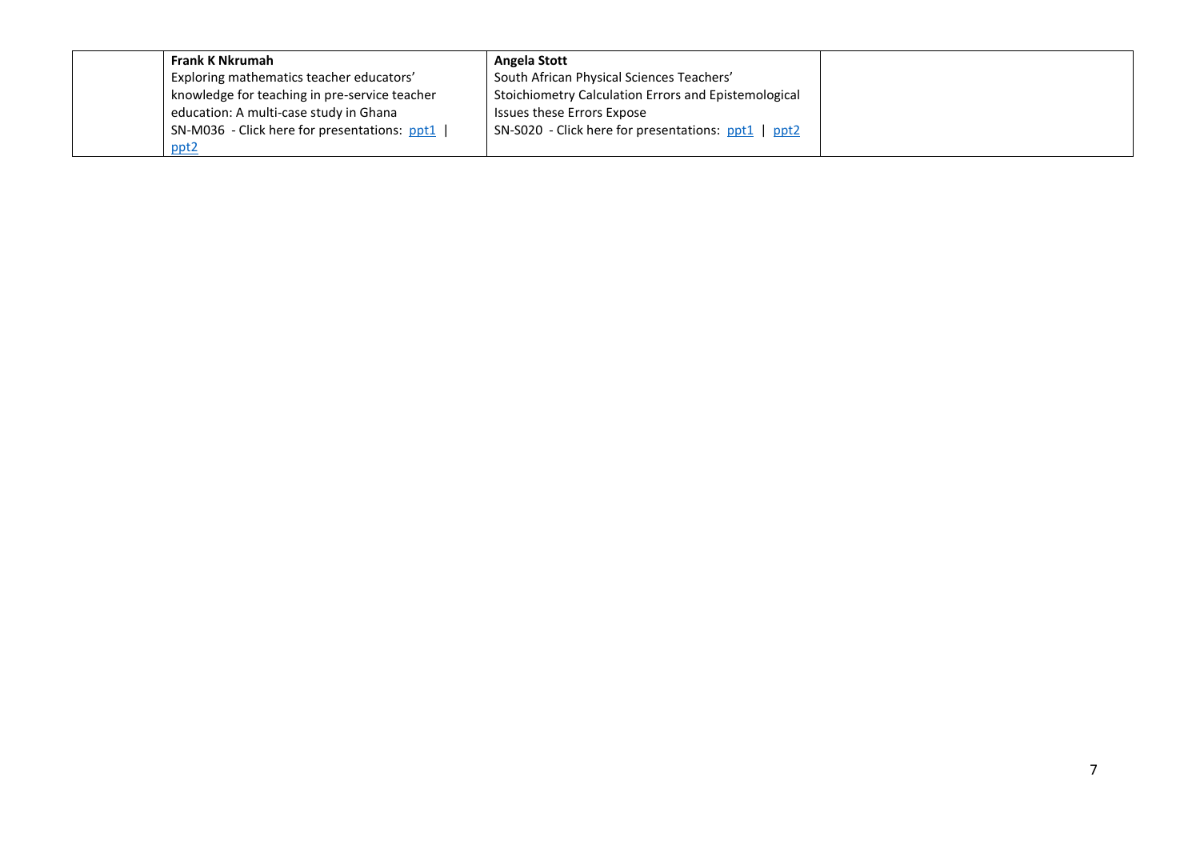| | | | |
|---|---|---|---|
| | **Frank K Nkrumah**<br>Exploring mathematics teacher educators' knowledge for teaching in pre-service teacher education: A multi-case study in Ghana<br>SN-M036 - Click here for presentations: ppt1 \| ppt2 | **Angela Stott**<br>South African Physical Sciences Teachers' Stoichiometry Calculation Errors and Epistemological Issues these Errors Expose<br>SN-S020 - Click here for presentations: ppt1 \| ppt2 | |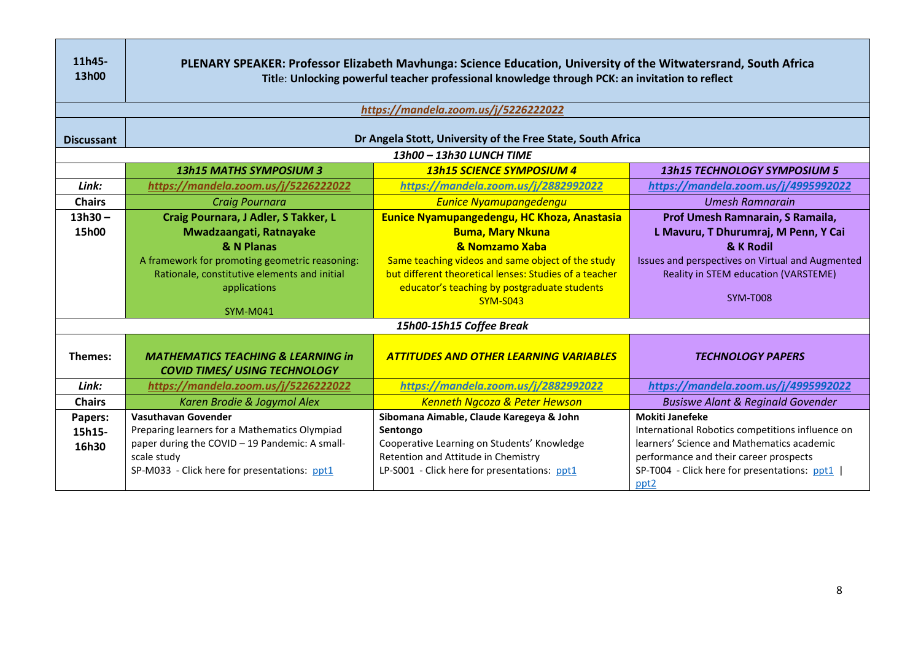| 11h45-13h00 | **PLENARY SPEAKER: Professor Elizabeth Mavhunga: Science Education, University of the Witwatersrand, South Africa**<br>**Title: Unlocking powerful teacher professional knowledge through PCK: an invitation to reflect** | | |
|---|---|---|---|
| | ***https://mandela.zoom.us/j/5226222022*** | | |
| **Discussant** | **Dr Angela Stott, University of the Free State, South Africa** | | |
| | ***13h00 – 13h30 LUNCH TIME*** | | |
| | ***13h15 MATHS SYMPOSIUM 3*** | ***13h15 SCIENCE SYMPOSIUM 4*** | ***13h15 TECHNOLOGY SYMPOSIUM 5*** |
| ***Link:*** | ***https://mandela.zoom.us/j/5226222022*** | ***https://mandela.zoom.us/j/2882992022*** | ***https://mandela.zoom.us/j/4995992022*** |
| **Chairs** | *Craig Pournara* | *Eunice Nyamupangedengu* | *Umesh Ramnarain* |
| **13h30 – 15h00** | **Craig Pournara, J Adler, S Takker, L Mwadzaangati, Ratnayake & N Planas**<br>A framework for promoting geometric reasoning: Rationale, constitutive elements and initial applications<br>SYM-M041 | **Eunice Nyamupangedengu, HC Khoza, Anastasia Buma, Mary Nkuna & Nomzamo Xaba**<br>Same teaching videos and same object of the study but different theoretical lenses: Studies of a teacher educator's teaching by postgraduate students<br>SYM-S043 | **Prof Umesh Ramnarain, S Ramaila, L Mavuru, T Dhurumraj, M Penn, Y Cai & K Rodil**<br>Issues and perspectives on Virtual and Augmented Reality in STEM education (VARSTEME)<br>SYM-T008 |
| | ***15h00-15h15 Coffee Break*** | | |
| **Themes:** | ***MATHEMATICS TEACHING & LEARNING in COVID TIMES/ USING TECHNOLOGY*** | ***ATTITUDES AND OTHER LEARNING VARIABLES*** | ***TECHNOLOGY PAPERS*** |
| ***Link:*** | ***https://mandela.zoom.us/j/5226222022*** | ***https://mandela.zoom.us/j/2882992022*** | ***https://mandela.zoom.us/j/4995992022*** |
| **Chairs** | *Karen Brodie & Jogymol Alex* | *Kenneth Ngcoza & Peter Hewson* | *Busiswe Alant & Reginald Govender* |
| **Papers: 15h15-16h30** | **Vasuthavan Govender**<br>Preparing learners for a Mathematics Olympiad paper during the COVID – 19 Pandemic: A small-scale study<br>SP-M033 - Click here for presentations: ppt1 | **Sibomana Aimable, Claude Karegeya & John Sentongo**<br>Cooperative Learning on Students' Knowledge Retention and Attitude in Chemistry<br>LP-S001 - Click here for presentations: ppt1 | **Mokiti Janefeke**<br>International Robotics competitions influence on learners' Science and Mathematics academic performance and their career prospects<br>SP-T004 - Click here for presentations: ppt1 \| ppt2 |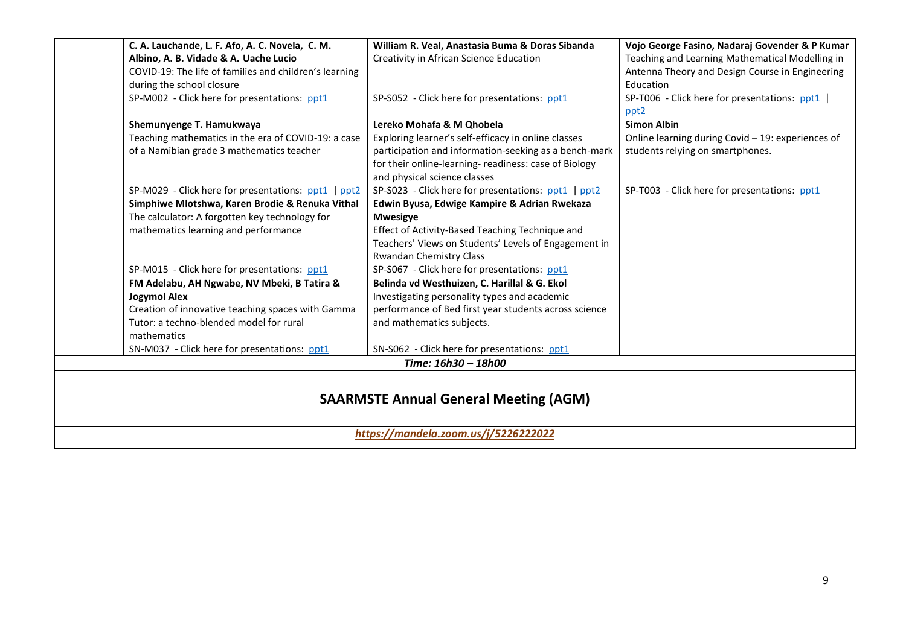| | | | |
|---|---|---|---|
| | **C. A. Lauchande, L. F. Afo, A. C. Novela, C. M. Albino, A. B. Vidade & A. Uache Lucio**<br>COVID-19: The life of families and children's learning during the school closure<br>SP-M002 - Click here for presentations: ppt1 | **William R. Veal, Anastasia Buma & Doras Sibanda**<br>Creativity in African Science Education<br>SP-S052 - Click here for presentations: ppt1 | **Vojo George Fasino, Nadaraj Govender & P Kumar**<br>Teaching and Learning Mathematical Modelling in Antenna Theory and Design Course in Engineering Education<br>SP-T006 - Click here for presentations: ppt1 \| ppt2 |
| | **Shemunyenge T. Hamukwaya**<br>Teaching mathematics in the era of COVID-19: a case of a Namibian grade 3 mathematics teacher<br>SP-M029 - Click here for presentations: ppt1 \| ppt2 | **Lereko Mohafa & M Qhobela**<br>Exploring learner's self-efficacy in online classes participation and information-seeking as a bench-mark for their online-learning- readiness: case of Biology and physical science classes<br>SP-S023 - Click here for presentations: ppt1 \| ppt2 | **Simon Albin**<br>Online learning during Covid – 19: experiences of students relying on smartphones.<br>SP-T003 - Click here for presentations: ppt1 |
| | **Simphiwe Mlotshwa, Karen Brodie & Renuka Vithal**<br>The calculator: A forgotten key technology for mathematics learning and performance<br>SP-M015 - Click here for presentations: ppt1 | **Edwin Byusa, Edwige Kampire & Adrian Rwekaza Mwesigye**<br>Effect of Activity-Based Teaching Technique and Teachers' Views on Students' Levels of Engagement in Rwandan Chemistry Class<br>SP-S067 - Click here for presentations: ppt1 | |
| | **FM Adelabu, AH Ngwabe, NV Mbeki, B Tatira & Jogymol Alex**<br>Creation of innovative teaching spaces with Gamma Tutor: a techno-blended model for rural mathematics<br>SN-M037 - Click here for presentations: ppt1 | **Belinda vd Westhuizen, C. Harillal & G. Ekol**<br>Investigating personality types and academic performance of Bed first year students across science and mathematics subjects.<br>SN-S062 - Click here for presentations: ppt1 | |

*Time: 16h30 – 18h00*

## SAARMSTE Annual General Meeting (AGM)

*https://mandela.zoom.us/j/5226222022*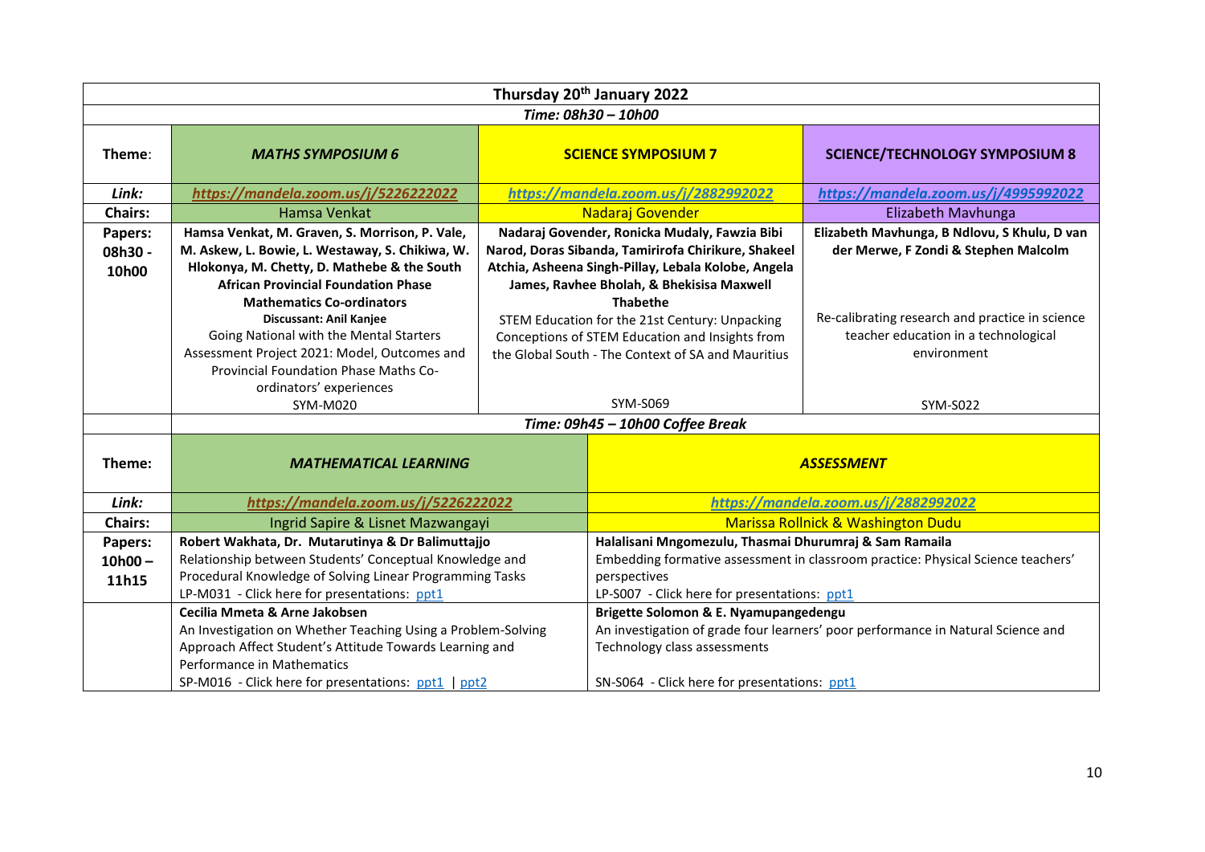| Thursday 20th January 2022 | | | |
|---|---|---|---|
| *Time: 08h30 – 10h00* | | | |
| **Theme:** | ***MATHS SYMPOSIUM 6*** | **SCIENCE SYMPOSIUM 7** | **SCIENCE/TECHNOLOGY SYMPOSIUM 8** |
| ***Link:*** | https://mandela.zoom.us/j/5226222022 | https://mandela.zoom.us/j/2882992022 | https://mandela.zoom.us/j/4995992022 |
| **Chairs:** | Hamsa Venkat | Nadaraj Govender | Elizabeth Mavhunga |
| **Papers: 08h30 - 10h00** | **Hamsa Venkat, M. Graven, S. Morrison, P. Vale, M. Askew, L. Bowie, L. Westaway, S. Chikiwa, W. Hlokonya, M. Chetty, D. Mathebe & the South African Provincial Foundation Phase Mathematics Co-ordinators**<br>**Discussant: Anil Kanjee**<br>Going National with the Mental Starters Assessment Project 2021: Model, Outcomes and Provincial Foundation Phase Maths Co-ordinators' experiences<br>SYM-M020 | **Nadaraj Govender, Ronicka Mudaly, Fawzia Bibi Narod, Doras Sibanda, Tamirirofa Chirikure, Shakeel Atchia, Asheena Singh-Pillay, Lebala Kolobe, Angela James, Ravhee Bholah, & Bhekisisa Maxwell Thabethe**<br>STEM Education for the 21st Century: Unpacking Conceptions of STEM Education and Insights from the Global South - The Context of SA and Mauritius<br>SYM-S069 | **Elizabeth Mavhunga, B Ndlovu, S Khulu, D van der Merwe, F Zondi & Stephen Malcolm**<br>Re-calibrating research and practice in science teacher education in a technological environment<br>SYM-S022 |
| | *Time: 09h45 – 10h00 Coffee Break* | | |
| **Theme:** | ***MATHEMATICAL LEARNING*** | ***ASSESSMENT*** | |
| ***Link:*** | https://mandela.zoom.us/j/5226222022 | https://mandela.zoom.us/j/2882992022 | |
| **Chairs:** | Ingrid Sapire & Lisnet Mazwangayi | Marissa Rollnick & Washington Dudu | |
| **Papers: 10h00 – 11h15** | **Robert Wakhata, Dr. Mutarutinya & Dr Balimuttajjo**<br>Relationship between Students' Conceptual Knowledge and Procedural Knowledge of Solving Linear Programming Tasks<br>LP-M031 - Click here for presentations: ppt1 | **Halalisani Mngomezulu, Thasmai Dhurumraj & Sam Ramaila**<br>Embedding formative assessment in classroom practice: Physical Science teachers' perspectives<br>LP-S007 - Click here for presentations: ppt1 | |
| | **Cecilia Mmeta & Arne Jakobsen**<br>An Investigation on Whether Teaching Using a Problem-Solving Approach Affect Student's Attitude Towards Learning and Performance in Mathematics<br>SP-M016 - Click here for presentations: ppt1 \| ppt2 | **Brigette Solomon & E. Nyamupangedengu**<br>An investigation of grade four learners' poor performance in Natural Science and Technology class assessments<br>SN-S064 - Click here for presentations: ppt1 | |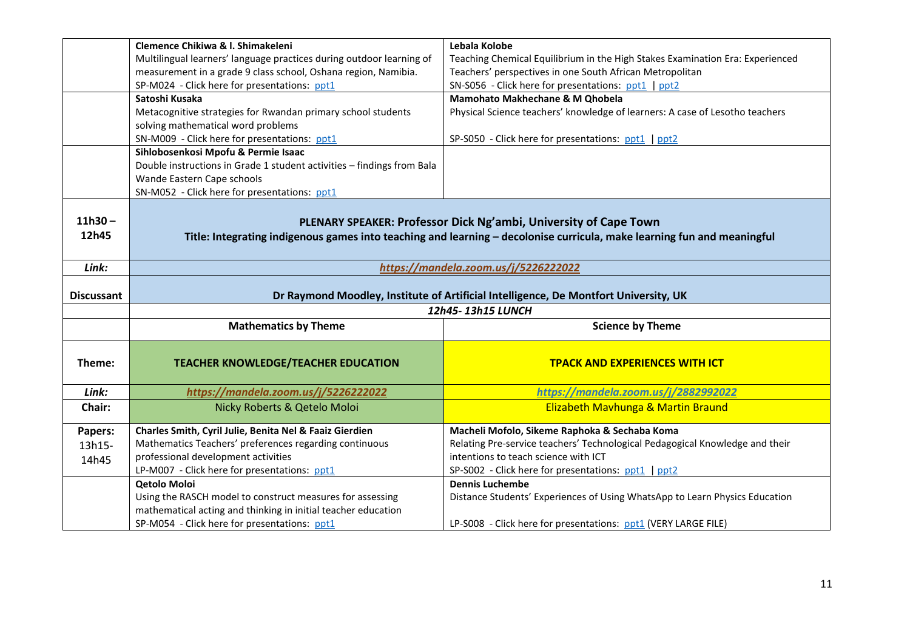| | | |
|---|---|---|
| | **Clemence Chikiwa & I. Shimakeleni**<br>Multilingual learners' language practices during outdoor learning of measurement in a grade 9 class school, Oshana region, Namibia.<br>SP-M024 - Click here for presentations: ppt1 | **Lebala Kolobe**<br>Teaching Chemical Equilibrium in the High Stakes Examination Era: Experienced Teachers' perspectives in one South African Metropolitan<br>SN-S056 - Click here for presentations: ppt1 \| ppt2 |
| | **Satoshi Kusaka**<br>Metacognitive strategies for Rwandan primary school students solving mathematical word problems<br>SN-M009 - Click here for presentations: ppt1 | **Mamohato Makhechane & M Qhobela**<br>Physical Science teachers' knowledge of learners: A case of Lesotho teachers<br>SP-S050 - Click here for presentations: ppt1 \| ppt2 |
| | **Sihlobosenkosi Mpofu & Permie Isaac**<br>Double instructions in Grade 1 student activities – findings from Bala Wande Eastern Cape schools<br>SN-M052 - Click here for presentations: ppt1 | |
| **11h30 – 12h45** | **PLENARY SPEAKER: Professor Dick Ng'ambi, University of Cape Town**<br>**Title: Integrating indigenous games into teaching and learning – decolonise curricula, make learning fun and meaningful** | |
| ***Link:*** | ***https://mandela.zoom.us/j/5226222022*** | |
| **Discussant** | **Dr Raymond Moodley, Institute of Artificial Intelligence, De Montfort University, UK** | |
| | ***12h45- 13h15 LUNCH*** | |
| | **Mathematics by Theme** | **Science by Theme** |
| **Theme:** | **TEACHER KNOWLEDGE/TEACHER EDUCATION** | **TPACK AND EXPERIENCES WITH ICT** |
| ***Link:*** | ***https://mandela.zoom.us/j/5226222022*** | ***https://mandela.zoom.us/j/2882992022*** |
| **Chair:** | Nicky Roberts & Qetelo Moloi | Elizabeth Mavhunga & Martin Braund |
| **Papers: 13h15-14h45** | **Charles Smith, Cyril Julie, Benita Nel & Faaiz Gierdien**<br>Mathematics Teachers' preferences regarding continuous professional development activities<br>LP-M007 - Click here for presentations: ppt1 | **Macheli Mofolo, Sikeme Raphoka & Sechaba Koma**<br>Relating Pre-service teachers' Technological Pedagogical Knowledge and their intentions to teach science with ICT<br>SP-S002 - Click here for presentations: ppt1 \| ppt2 |
| | **Qetolo Moloi**<br>Using the RASCH model to construct measures for assessing mathematical acting and thinking in initial teacher education<br>SP-M054 - Click here for presentations: ppt1 | **Dennis Luchembe**<br>Distance Students' Experiences of Using WhatsApp to Learn Physics Education<br>LP-S008 - Click here for presentations: ppt1 (VERY LARGE FILE) |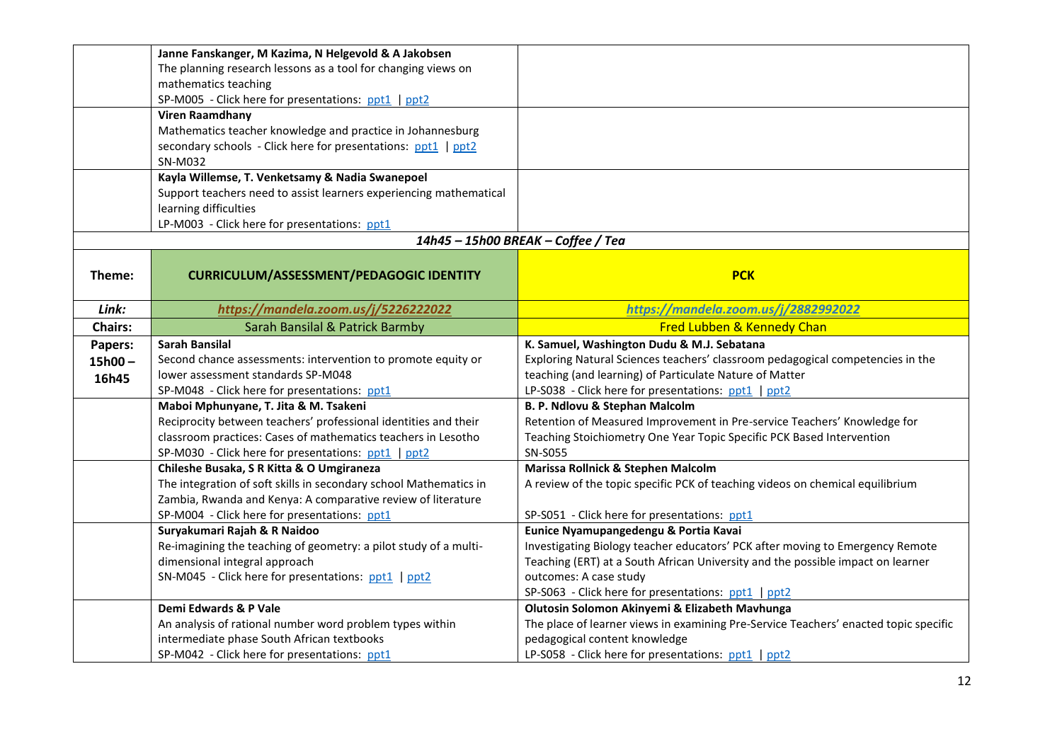| | | |
|---|---|---|
| | **Janne Fanskanger, M Kazima, N Helgevold & A Jakobsen**<br>The planning research lessons as a tool for changing views on mathematics teaching<br>SP-M005 - Click here for presentations: ppt1 \| ppt2 | |
| | **Viren Raamdhany**<br>Mathematics teacher knowledge and practice in Johannesburg secondary schools - Click here for presentations: ppt1 \| ppt2<br>SN-M032 | |
| | **Kayla Willemse, T. Venketsamy & Nadia Swanepoel**<br>Support teachers need to assist learners experiencing mathematical learning difficulties<br>LP-M003 - Click here for presentations: ppt1 | |
| | ***14h45 – 15h00 BREAK – Coffee / Tea*** | |
| **Theme:** | **CURRICULUM/ASSESSMENT/PEDAGOGIC IDENTITY** | **PCK** |
| ***Link:*** | ***https://mandela.zoom.us/j/5226222022*** | ***https://mandela.zoom.us/j/2882992022*** |
| **Chairs:** | Sarah Bansilal & Patrick Barmby | Fred Lubben & Kennedy Chan |
| **Papers: 15h00 – 16h45** | **Sarah Bansilal**<br>Second chance assessments: intervention to promote equity or lower assessment standards SP-M048<br>SP-M048 - Click here for presentations: ppt1 | **K. Samuel, Washington Dudu & M.J. Sebatana**<br>Exploring Natural Sciences teachers' classroom pedagogical competencies in the teaching (and learning) of Particulate Nature of Matter<br>LP-S038 - Click here for presentations: ppt1 \| ppt2 |
| | **Maboi Mphunyane, T. Jita & M. Tsakeni**<br>Reciprocity between teachers' professional identities and their classroom practices: Cases of mathematics teachers in Lesotho<br>SP-M030 - Click here for presentations: ppt1 \| ppt2 | **B. P. Ndlovu & Stephan Malcolm**<br>Retention of Measured Improvement in Pre-service Teachers' Knowledge for Teaching Stoichiometry One Year Topic Specific PCK Based Intervention<br>SN-S055 |
| | **Chileshe Busaka, S R Kitta & O Umgiraneza**<br>The integration of soft skills in secondary school Mathematics in Zambia, Rwanda and Kenya: A comparative review of literature<br>SP-M004 - Click here for presentations: ppt1 | **Marissa Rollnick & Stephen Malcolm**<br>A review of the topic specific PCK of teaching videos on chemical equilibrium<br>SP-S051 - Click here for presentations: ppt1 |
| | **Suryakumari Rajah & R Naidoo**<br>Re-imagining the teaching of geometry: a pilot study of a multi-dimensional integral approach<br>SN-M045 - Click here for presentations: ppt1 \| ppt2 | **Eunice Nyamupangedengu & Portia Kavai**<br>Investigating Biology teacher educators' PCK after moving to Emergency Remote Teaching (ERT) at a South African University and the possible impact on learner outcomes: A case study<br>SP-S063 - Click here for presentations: ppt1 \| ppt2 |
| | **Demi Edwards & P Vale**<br>An analysis of rational number word problem types within intermediate phase South African textbooks<br>SP-M042 - Click here for presentations: ppt1 | **Olutosin Solomon Akinyemi & Elizabeth Mavhunga**<br>The place of learner views in examining Pre-Service Teachers' enacted topic specific pedagogical content knowledge<br>LP-S058 - Click here for presentations: ppt1 \| ppt2 |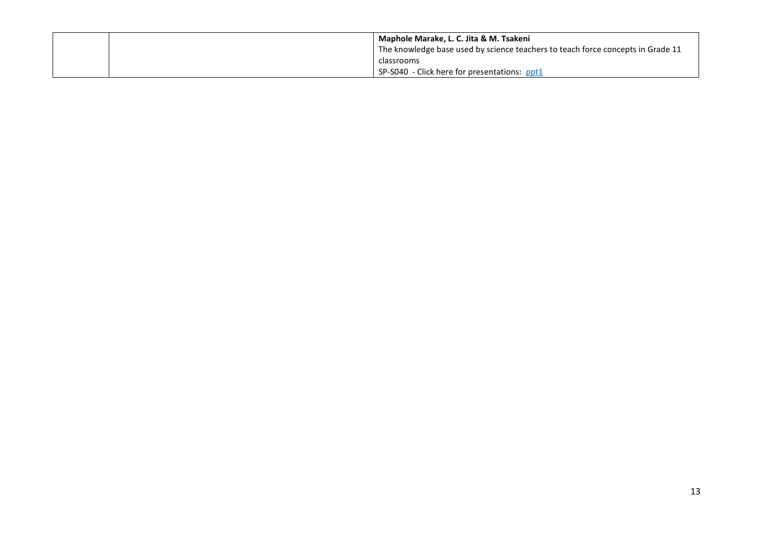| | | |
|---|---|---|
| | | **Maphole Marake, L. C. Jita & M. Tsakeni**<br>The knowledge base used by science teachers to teach force concepts in Grade 11 classrooms<br>SP-S040 - Click here for presentations: ppt1 |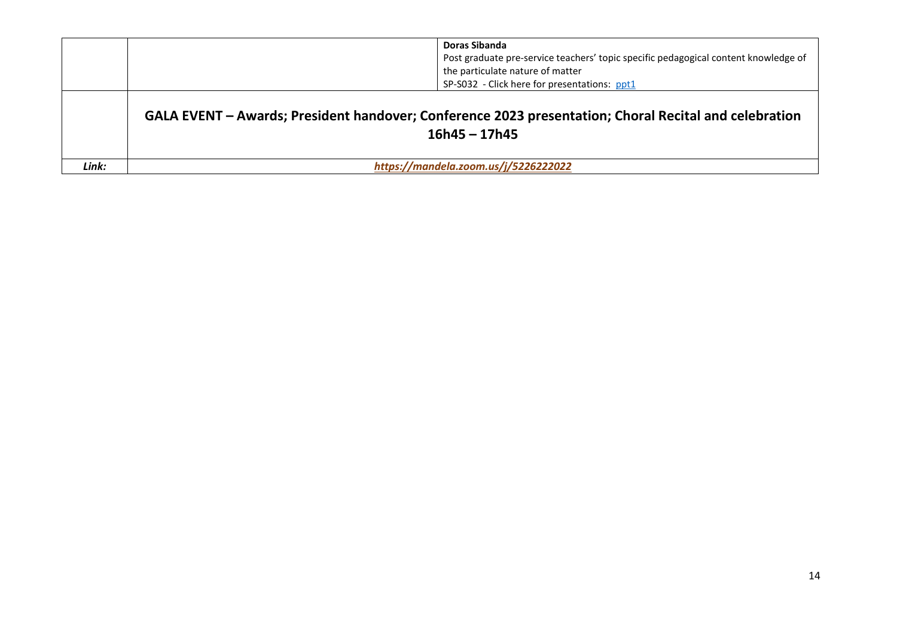| | | |
|---|---|---|
| | | **Doras Sibanda**<br>Post graduate pre-service teachers' topic specific pedagogical content knowledge of the particulate nature of matter<br>SP-S032 - Click here for presentations: ppt1 |
| | **GALA EVENT – Awards; President handover; Conference 2023 presentation; Choral Recital and celebration 16h45 – 17h45** | |
| ***Link:*** | ***https://mandela.zoom.us/j/5226222022*** | |